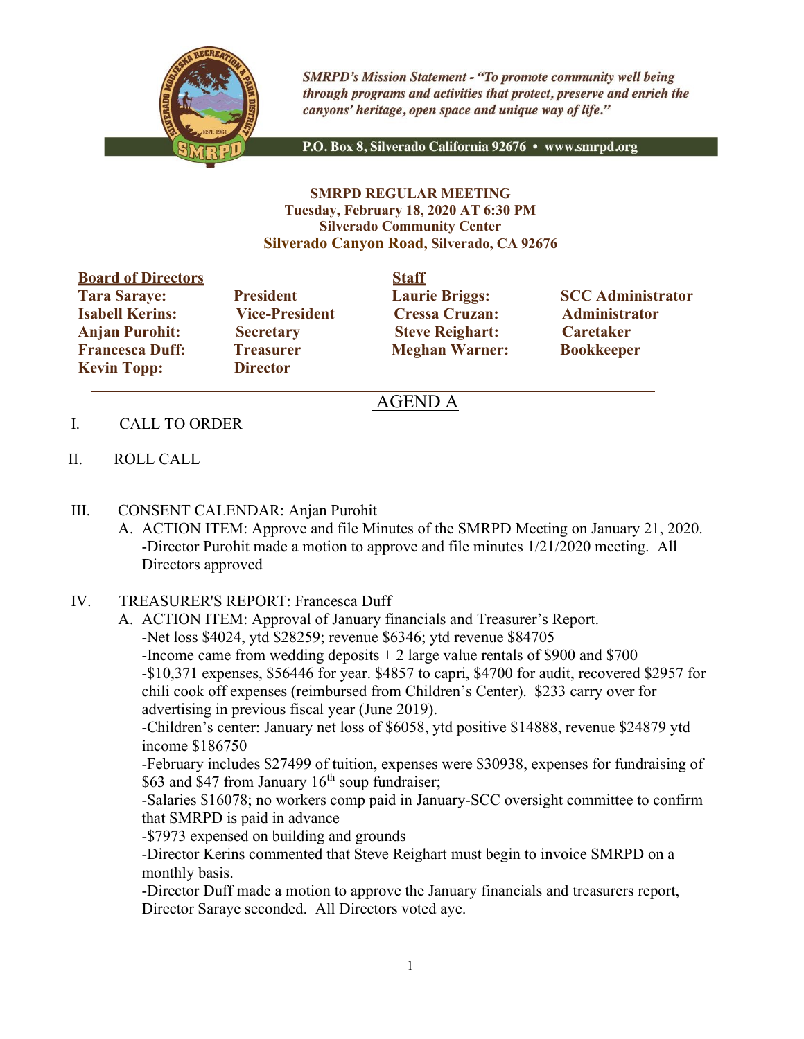*SMRPD's Mission Statement - "To promote community well being through programs and activities that protect, preserve and enrich the canyons' heritage, open space and unique way of life."*

**P.O. Box 8, Silverado California 92676 • www.smrpd.org**

**SMRPD REGULAR MEETING**
**Tuesday, February 18, 2020 AT 6:30 PM**
**Silverado Community Center**
**Silverado Canyon Road, Silverado, CA 92676**

| **Board of Directors** | | **Staff** | |
|---|---|---|---|
| **Tara Saraye:** | **President** | **Laurie Briggs:** | **SCC Administrator** |
| **Isabell Kerins:** | **Vice-President** | **Cressa Cruzan:** | **Administrator** |
| **Anjan Purohit:** | **Secretary** | **Steve Reighart:** | **Caretaker** |
| **Francesca Duff:** | **Treasurer** | **Meghan Warner:** | **Bookkeeper** |
| **Kevin Topp:** | **Director** | | |

## AGEND A

I. CALL TO ORDER

II. ROLL CALL

III. CONSENT CALENDAR: Anjan Purohit

A. ACTION ITEM: Approve and file Minutes of the SMRPD Meeting on January 21, 2020.
-Director Purohit made a motion to approve and file minutes 1/21/2020 meeting. All Directors approved

IV. TREASURER'S REPORT: Francesca Duff

A. ACTION ITEM: Approval of January financials and Treasurer's Report.
-Net loss $4024, ytd $28259; revenue $6346; ytd revenue $84705
-Income came from wedding deposits + 2 large value rentals of $900 and $700
-$10,371 expenses, $56446 for year. $4857 to capri, $4700 for audit, recovered $2957 for chili cook off expenses (reimbursed from Children's Center). $233 carry over for advertising in previous fiscal year (June 2019).
-Children's center: January net loss of $6058, ytd positive $14888, revenue $24879 ytd income $186750
-February includes $27499 of tuition, expenses were $30938, expenses for fundraising of $63 and $47 from January 16th soup fundraiser;
-Salaries $16078; no workers comp paid in January-SCC oversight committee to confirm that SMRPD is paid in advance
-$7973 expensed on building and grounds
-Director Kerins commented that Steve Reighart must begin to invoice SMRPD on a monthly basis.
-Director Duff made a motion to approve the January financials and treasurers report, Director Saraye seconded. All Directors voted aye.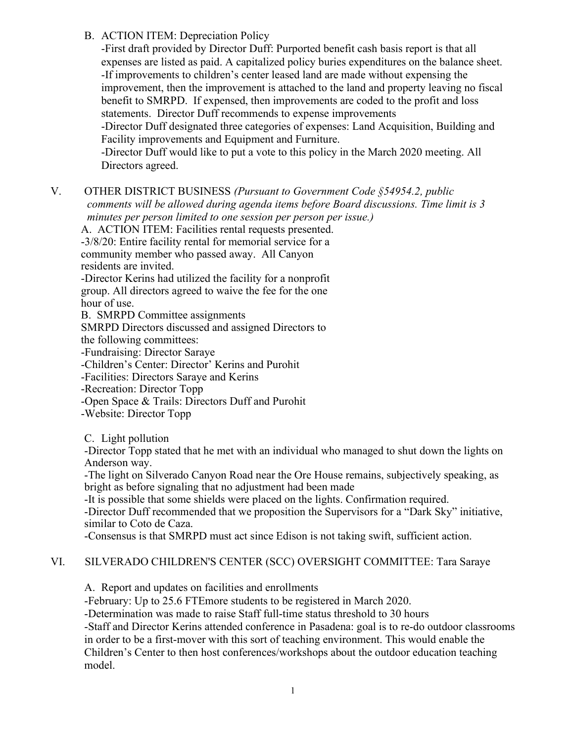B. ACTION ITEM: Depreciation Policy

-First draft provided by Director Duff: Purported benefit cash basis report is that all expenses are listed as paid. A capitalized policy buries expenditures on the balance sheet.
-If improvements to children's center leased land are made without expensing the improvement, then the improvement is attached to the land and property leaving no fiscal benefit to SMRPD. If expensed, then improvements are coded to the profit and loss statements. Director Duff recommends to expense improvements
-Director Duff designated three categories of expenses: Land Acquisition, Building and Facility improvements and Equipment and Furniture.
-Director Duff would like to put a vote to this policy in the March 2020 meeting. All Directors agreed.

V. OTHER DISTRICT BUSINESS *(Pursuant to Government Code §54954.2, public comments will be allowed during agenda items before Board discussions. Time limit is 3 minutes per person limited to one session per person per issue.)*

A. ACTION ITEM: Facilities rental requests presented.
-3/8/20: Entire facility rental for memorial service for a community member who passed away. All Canyon residents are invited.
-Director Kerins had utilized the facility for a nonprofit group. All directors agreed to waive the fee for the one hour of use.

B. SMRPD Committee assignments
SMRPD Directors discussed and assigned Directors to the following committees:
-Fundraising: Director Saraye
-Children's Center: Director' Kerins and Purohit
-Facilities: Directors Saraye and Kerins
-Recreation: Director Topp
-Open Space & Trails: Directors Duff and Purohit
-Website: Director Topp

C. Light pollution
-Director Topp stated that he met with an individual who managed to shut down the lights on Anderson way.
-The light on Silverado Canyon Road near the Ore House remains, subjectively speaking, as bright as before signaling that no adjustment had been made
-It is possible that some shields were placed on the lights. Confirmation required.
-Director Duff recommended that we proposition the Supervisors for a "Dark Sky" initiative, similar to Coto de Caza.
-Consensus is that SMRPD must act since Edison is not taking swift, sufficient action.

VI. SILVERADO CHILDREN'S CENTER (SCC) OVERSIGHT COMMITTEE: Tara Saraye

A. Report and updates on facilities and enrollments
-February: Up to 25.6 FTEmore students to be registered in March 2020.
-Determination was made to raise Staff full-time status threshold to 30 hours
-Staff and Director Kerins attended conference in Pasadena: goal is to re-do outdoor classrooms in order to be a first-mover with this sort of teaching environment. This would enable the Children's Center to then host conferences/workshops about the outdoor education teaching model.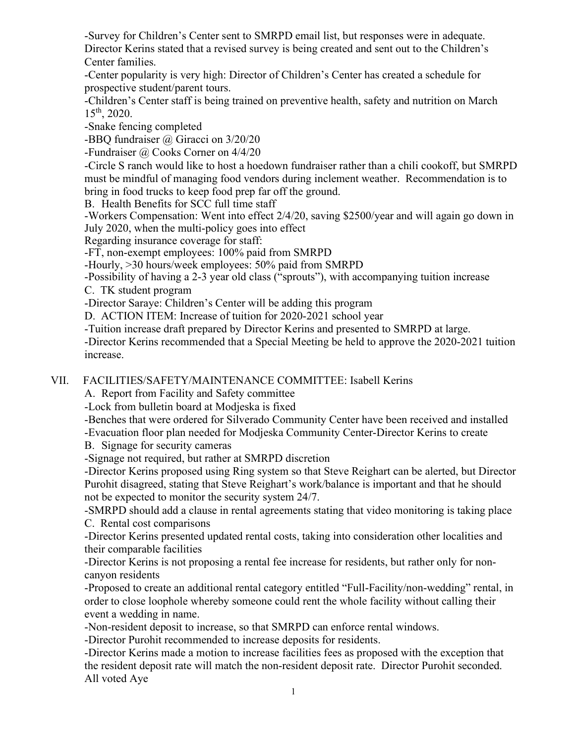-Survey for Children's Center sent to SMRPD email list, but responses were in adequate. Director Kerins stated that a revised survey is being created and sent out to the Children's Center families.

-Center popularity is very high: Director of Children's Center has created a schedule for prospective student/parent tours.

-Children's Center staff is being trained on preventive health, safety and nutrition on March 15th, 2020.

-Snake fencing completed

-BBQ fundraiser @ Giracci on 3/20/20

-Fundraiser @ Cooks Corner on 4/4/20

-Circle S ranch would like to host a hoedown fundraiser rather than a chili cookoff, but SMRPD must be mindful of managing food vendors during inclement weather. Recommendation is to bring in food trucks to keep food prep far off the ground.

B. Health Benefits for SCC full time staff

-Workers Compensation: Went into effect 2/4/20, saving $2500/year and will again go down in July 2020, when the multi-policy goes into effect

Regarding insurance coverage for staff:

-FT, non-exempt employees: 100% paid from SMRPD

-Hourly, >30 hours/week employees: 50% paid from SMRPD

-Possibility of having a 2-3 year old class ("sprouts"), with accompanying tuition increase

C. TK student program

-Director Saraye: Children's Center will be adding this program

D. ACTION ITEM: Increase of tuition for 2020-2021 school year

-Tuition increase draft prepared by Director Kerins and presented to SMRPD at large.

-Director Kerins recommended that a Special Meeting be held to approve the 2020-2021 tuition increase.

VII. FACILITIES/SAFETY/MAINTENANCE COMMITTEE: Isabell Kerins

A. Report from Facility and Safety committee

-Lock from bulletin board at Modjeska is fixed

-Benches that were ordered for Silverado Community Center have been received and installed

-Evacuation floor plan needed for Modjeska Community Center-Director Kerins to create

B. Signage for security cameras

-Signage not required, but rather at SMRPD discretion

-Director Kerins proposed using Ring system so that Steve Reighart can be alerted, but Director Purohit disagreed, stating that Steve Reighart's work/balance is important and that he should not be expected to monitor the security system 24/7.

-SMRPD should add a clause in rental agreements stating that video monitoring is taking place

C. Rental cost comparisons

-Director Kerins presented updated rental costs, taking into consideration other localities and their comparable facilities

-Director Kerins is not proposing a rental fee increase for residents, but rather only for non-canyon residents

-Proposed to create an additional rental category entitled "Full-Facility/non-wedding" rental, in order to close loophole whereby someone could rent the whole facility without calling their event a wedding in name.

-Non-resident deposit to increase, so that SMRPD can enforce rental windows.

-Director Purohit recommended to increase deposits for residents.

-Director Kerins made a motion to increase facilities fees as proposed with the exception that the resident deposit rate will match the non-resident deposit rate. Director Purohit seconded. All voted Aye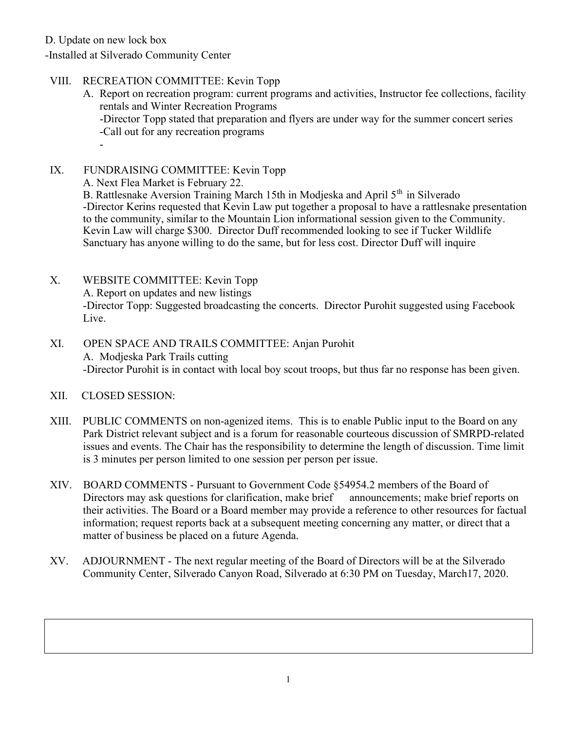D. Update on new lock box

-Installed at Silverado Community Center

VIII. RECREATION COMMITTEE: Kevin Topp

A. Report on recreation program: current programs and activities, Instructor fee collections, facility rentals and Winter Recreation Programs

-Director Topp stated that preparation and flyers are under way for the summer concert series

-Call out for any recreation programs

-

IX. FUNDRAISING COMMITTEE: Kevin Topp

A. Next Flea Market is February 22.

B. Rattlesnake Aversion Training March 15th in Modjeska and April 5th in Silverado

-Director Kerins requested that Kevin Law put together a proposal to have a rattlesnake presentation to the community, similar to the Mountain Lion informational session given to the Community. Kevin Law will charge $300. Director Duff recommended looking to see if Tucker Wildlife Sanctuary has anyone willing to do the same, but for less cost. Director Duff will inquire

X. WEBSITE COMMITTEE: Kevin Topp

A. Report on updates and new listings

-Director Topp: Suggested broadcasting the concerts. Director Purohit suggested using Facebook Live.

XI. OPEN SPACE AND TRAILS COMMITTEE: Anjan Purohit

A. Modjeska Park Trails cutting

-Director Purohit is in contact with local boy scout troops, but thus far no response has been given.

XII. CLOSED SESSION:

XIII. PUBLIC COMMENTS on non-agenized items. This is to enable Public input to the Board on any Park District relevant subject and is a forum for reasonable courteous discussion of SMRPD-related issues and events. The Chair has the responsibility to determine the length of discussion. Time limit is 3 minutes per person limited to one session per person per issue.

XIV. BOARD COMMENTS - Pursuant to Government Code §54954.2 members of the Board of Directors may ask questions for clarification, make brief announcements; make brief reports on their activities. The Board or a Board member may provide a reference to other resources for factual information; request reports back at a subsequent meeting concerning any matter, or direct that a matter of business be placed on a future Agenda.

XV. ADJOURNMENT - The next regular meeting of the Board of Directors will be at the Silverado Community Center, Silverado Canyon Road, Silverado at 6:30 PM on Tuesday, March17, 2020.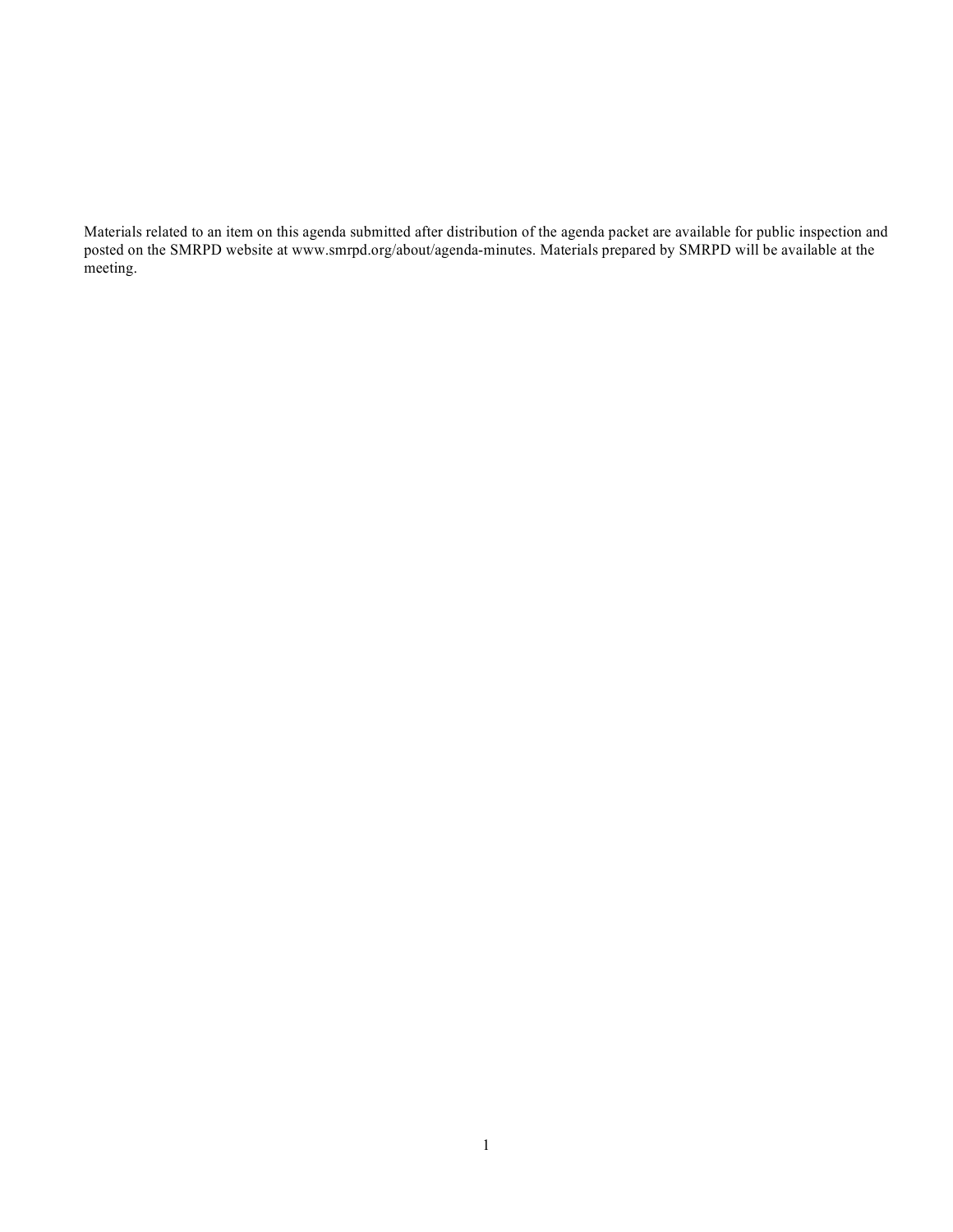Materials related to an item on this agenda submitted after distribution of the agenda packet are available for public inspection and posted on the SMRPD website at www.smrpd.org/about/agenda-minutes. Materials prepared by SMRPD will be available at the meeting.